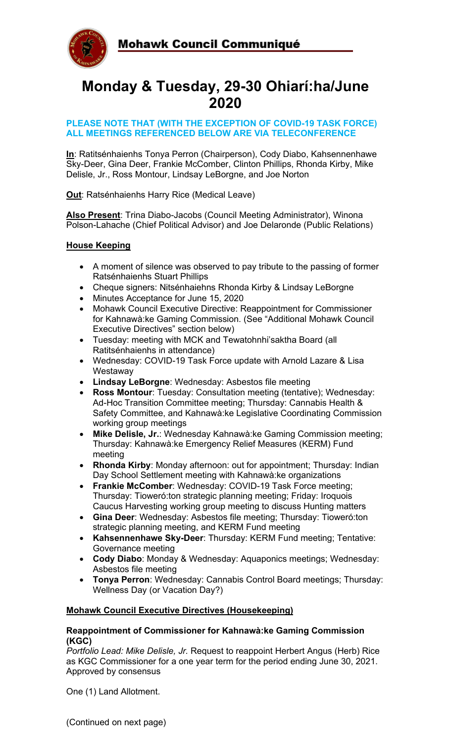Mohawk Council Communiqué

# Monday & Tuesday, 29-30 Ohiarí:ha/June 2020

**PLEASE NOTE THAT (WITH THE EXCEPTION OF COVID-19 TASK FORCE) ALL MEETINGS REFERENCED BELOW ARE VIA TELECONFERENCE**

**In**: Ratitsénhaienhs Tonya Perron (Chairperson), Cody Diabo, Kahsennenhawe Sky-Deer, Gina Deer, Frankie McComber, Clinton Phillips, Rhonda Kirby, Mike Delisle, Jr., Ross Montour, Lindsay LeBorgne, and Joe Norton

**Out**: Ratsénhaienhs Harry Rice (Medical Leave)

**Also Present**: Trina Diabo-Jacobs (Council Meeting Administrator), Winona Polson-Lahache (Chief Political Advisor) and Joe Delaronde (Public Relations)

## House Keeping

- A moment of silence was observed to pay tribute to the passing of former Ratsénhaienhs Stuart Phillips
- Cheque signers: Nitsénhaiehns Rhonda Kirby & Lindsay LeBorgne
- Minutes Acceptance for June 15, 2020
- Mohawk Council Executive Directive: Reappointment for Commissioner for Kahnawà:ke Gaming Commission. (See "Additional Mohawk Council Executive Directives" section below)
- Tuesday: meeting with MCK and Tewatohnhi'saktha Board (all Ratitsénhaienhs in attendance)
- Wednesday: COVID-19 Task Force update with Arnold Lazare & Lisa Westaway
- **Lindsay LeBorgne**: Wednesday: Asbestos file meeting
- **Ross Montour**: Tuesday: Consultation meeting (tentative); Wednesday: Ad-Hoc Transition Committee meeting; Thursday: Cannabis Health & Safety Committee, and Kahnawà:ke Legislative Coordinating Commission working group meetings
- **Mike Delisle, Jr.**: Wednesday Kahnawà:ke Gaming Commission meeting; Thursday: Kahnawà:ke Emergency Relief Measures (KERM) Fund meeting
- **Rhonda Kirby**: Monday afternoon: out for appointment; Thursday: Indian Day School Settlement meeting with Kahnawà:ke organizations
- **Frankie McComber**: Wednesday: COVID-19 Task Force meeting; Thursday: Tioweró:ton strategic planning meeting; Friday: Iroquois Caucus Harvesting working group meeting to discuss Hunting matters
- **Gina Deer**: Wednesday: Asbestos file meeting; Thursday: Tioweró:ton strategic planning meeting, and KERM Fund meeting
- **Kahsennenhawe Sky-Deer**: Thursday: KERM Fund meeting; Tentative: Governance meeting
- **Cody Diabo**: Monday & Wednesday: Aquaponics meetings; Wednesday: Asbestos file meeting
- **Tonya Perron**: Wednesday: Cannabis Control Board meetings; Thursday: Wellness Day (or Vacation Day?)

## Mohawk Council Executive Directives (Housekeeping)

### Reappointment of Commissioner for Kahnawà:ke Gaming Commission (KGC)

*Portfolio Lead: Mike Delisle, Jr.* Request to reappoint Herbert Angus (Herb) Rice as KGC Commissioner for a one year term for the period ending June 30, 2021. Approved by consensus

One (1) Land Allotment.

(Continued on next page)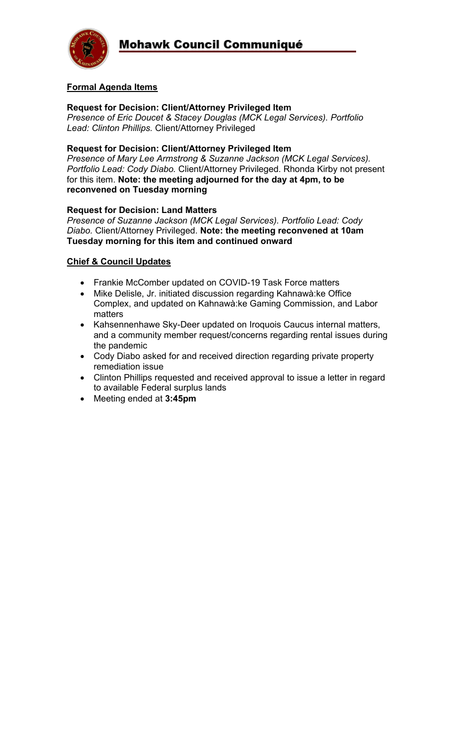## Mohawk Council Communiqué

**Formal Agenda Items**

**Request for Decision: Client/Attorney Privileged Item**
*Presence of Eric Doucet & Stacey Douglas (MCK Legal Services). Portfolio Lead: Clinton Phillips.* Client/Attorney Privileged

**Request for Decision: Client/Attorney Privileged Item**
*Presence of Mary Lee Armstrong & Suzanne Jackson (MCK Legal Services). Portfolio Lead: Cody Diabo.* Client/Attorney Privileged. Rhonda Kirby not present for this item. **Note: the meeting adjourned for the day at 4pm, to be reconvened on Tuesday morning**

**Request for Decision: Land Matters**
*Presence of Suzanne Jackson (MCK Legal Services). Portfolio Lead: Cody Diabo.* Client/Attorney Privileged. **Note: the meeting reconvened at 10am Tuesday morning for this item and continued onward**

**Chief & Council Updates**

- Frankie McComber updated on COVID-19 Task Force matters
- Mike Delisle, Jr. initiated discussion regarding Kahnawà:ke Office Complex, and updated on Kahnawà:ke Gaming Commission, and Labor matters
- Kahsennenhawe Sky-Deer updated on Iroquois Caucus internal matters, and a community member request/concerns regarding rental issues during the pandemic
- Cody Diabo asked for and received direction regarding private property remediation issue
- Clinton Phillips requested and received approval to issue a letter in regard to available Federal surplus lands
- Meeting ended at **3:45pm**